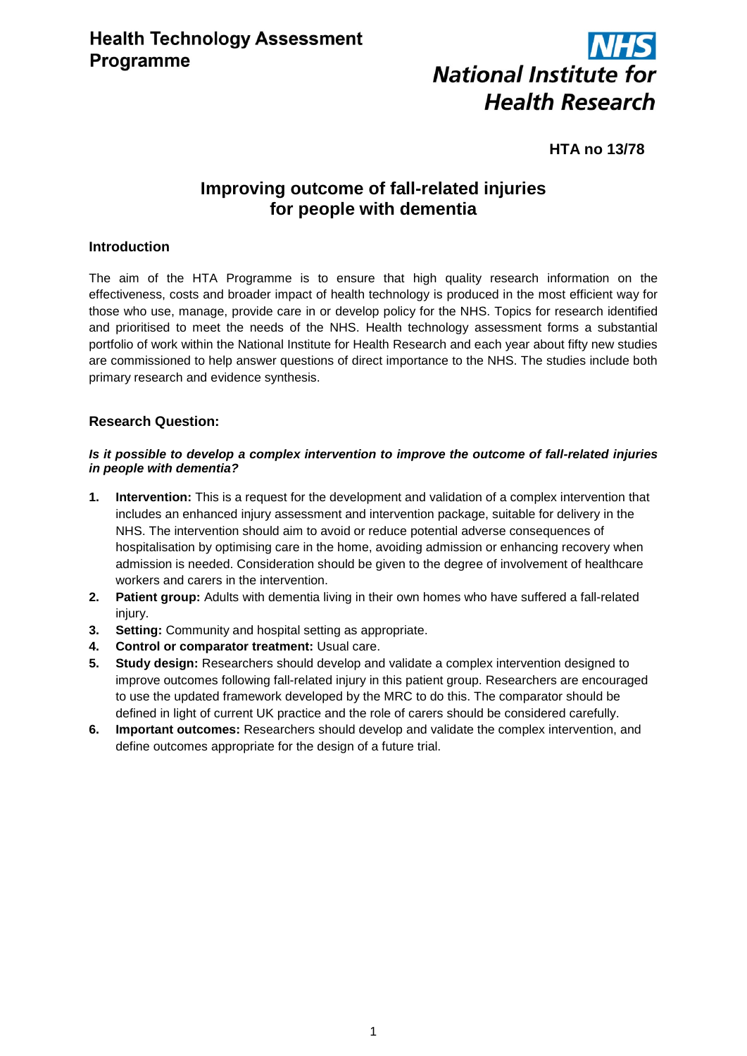**Health Technology Assessment Programme**

**NHS National Institute for Health Research**

**HTA no 13/78**

# Improving outcome of fall-related injuries for people with dementia

## Introduction

The aim of the HTA Programme is to ensure that high quality research information on the effectiveness, costs and broader impact of health technology is produced in the most efficient way for those who use, manage, provide care in or develop policy for the NHS. Topics for research identified and prioritised to meet the needs of the NHS. Health technology assessment forms a substantial portfolio of work within the National Institute for Health Research and each year about fifty new studies are commissioned to help answer questions of direct importance to the NHS. The studies include both primary research and evidence synthesis.

## Research Question:

***Is it possible to develop a complex intervention to improve the outcome of fall-related injuries in people with dementia?***

1. **Intervention:** This is a request for the development and validation of a complex intervention that includes an enhanced injury assessment and intervention package, suitable for delivery in the NHS. The intervention should aim to avoid or reduce potential adverse consequences of hospitalisation by optimising care in the home, avoiding admission or enhancing recovery when admission is needed. Consideration should be given to the degree of involvement of healthcare workers and carers in the intervention.
2. **Patient group:** Adults with dementia living in their own homes who have suffered a fall-related injury.
3. **Setting:** Community and hospital setting as appropriate.
4. **Control or comparator treatment:** Usual care.
5. **Study design:** Researchers should develop and validate a complex intervention designed to improve outcomes following fall-related injury in this patient group. Researchers are encouraged to use the updated framework developed by the MRC to do this. The comparator should be defined in light of current UK practice and the role of carers should be considered carefully.
6. **Important outcomes:** Researchers should develop and validate the complex intervention, and define outcomes appropriate for the design of a future trial.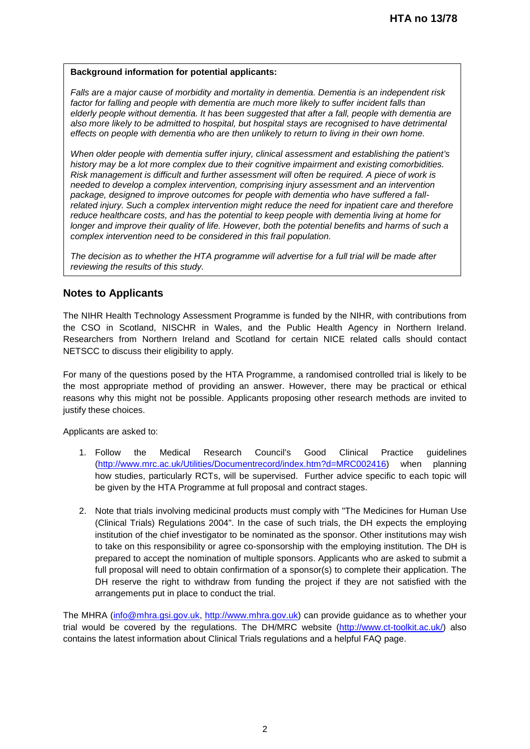**Background information for potential applicants:**

*Falls are a major cause of morbidity and mortality in dementia. Dementia is an independent risk factor for falling and people with dementia are much more likely to suffer incident falls than elderly people without dementia. It has been suggested that after a fall, people with dementia are also more likely to be admitted to hospital, but hospital stays are recognised to have detrimental effects on people with dementia who are then unlikely to return to living in their own home.*

*When older people with dementia suffer injury, clinical assessment and establishing the patient's history may be a lot more complex due to their cognitive impairment and existing comorbidities. Risk management is difficult and further assessment will often be required. A piece of work is needed to develop a complex intervention, comprising injury assessment and an intervention package, designed to improve outcomes for people with dementia who have suffered a fall-related injury. Such a complex intervention might reduce the need for inpatient care and therefore reduce healthcare costs, and has the potential to keep people with dementia living at home for longer and improve their quality of life. However, both the potential benefits and harms of such a complex intervention need to be considered in this frail population.*

*The decision as to whether the HTA programme will advertise for a full trial will be made after reviewing the results of this study.*

## Notes to Applicants

The NIHR Health Technology Assessment Programme is funded by the NIHR, with contributions from the CSO in Scotland, NISCHR in Wales, and the Public Health Agency in Northern Ireland. Researchers from Northern Ireland and Scotland for certain NICE related calls should contact NETSCC to discuss their eligibility to apply.

For many of the questions posed by the HTA Programme, a randomised controlled trial is likely to be the most appropriate method of providing an answer. However, there may be practical or ethical reasons why this might not be possible. Applicants proposing other research methods are invited to justify these choices.

Applicants are asked to:

1. Follow the Medical Research Council's Good Clinical Practice guidelines (http://www.mrc.ac.uk/Utilities/Documentrecord/index.htm?d=MRC002416) when planning how studies, particularly RCTs, will be supervised. Further advice specific to each topic will be given by the HTA Programme at full proposal and contract stages.

2. Note that trials involving medicinal products must comply with "The Medicines for Human Use (Clinical Trials) Regulations 2004". In the case of such trials, the DH expects the employing institution of the chief investigator to be nominated as the sponsor. Other institutions may wish to take on this responsibility or agree co-sponsorship with the employing institution. The DH is prepared to accept the nomination of multiple sponsors. Applicants who are asked to submit a full proposal will need to obtain confirmation of a sponsor(s) to complete their application. The DH reserve the right to withdraw from funding the project if they are not satisfied with the arrangements put in place to conduct the trial.

The MHRA (info@mhra.gsi.gov.uk, http://www.mhra.gov.uk) can provide guidance as to whether your trial would be covered by the regulations. The DH/MRC website (http://www.ct-toolkit.ac.uk/) also contains the latest information about Clinical Trials regulations and a helpful FAQ page.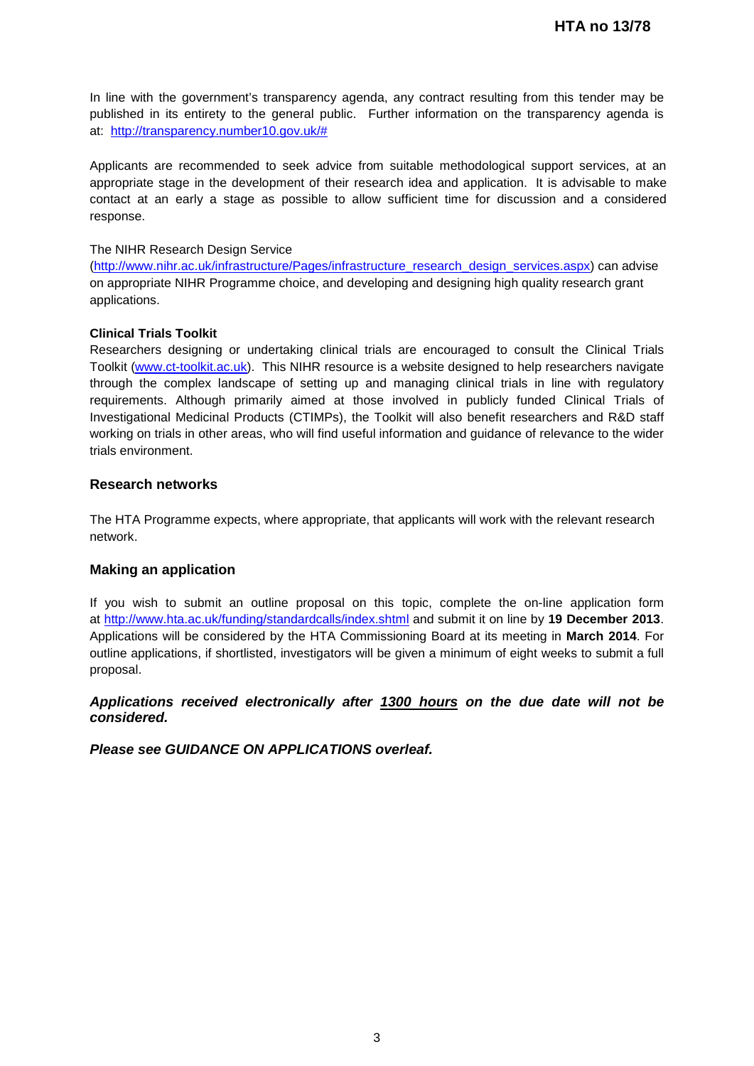In line with the government's transparency agenda, any contract resulting from this tender may be published in its entirety to the general public. Further information on the transparency agenda is at: http://transparency.number10.gov.uk/#

Applicants are recommended to seek advice from suitable methodological support services, at an appropriate stage in the development of their research idea and application. It is advisable to make contact at an early a stage as possible to allow sufficient time for discussion and a considered response.

The NIHR Research Design Service (http://www.nihr.ac.uk/infrastructure/Pages/infrastructure_research_design_services.aspx) can advise on appropriate NIHR Programme choice, and developing and designing high quality research grant applications.

**Clinical Trials Toolkit**

Researchers designing or undertaking clinical trials are encouraged to consult the Clinical Trials Toolkit (www.ct-toolkit.ac.uk). This NIHR resource is a website designed to help researchers navigate through the complex landscape of setting up and managing clinical trials in line with regulatory requirements. Although primarily aimed at those involved in publicly funded Clinical Trials of Investigational Medicinal Products (CTIMPs), the Toolkit will also benefit researchers and R&D staff working on trials in other areas, who will find useful information and guidance of relevance to the wider trials environment.

## Research networks

The HTA Programme expects, where appropriate, that applicants will work with the relevant research network.

## Making an application

If you wish to submit an outline proposal on this topic, complete the on-line application form at http://www.hta.ac.uk/funding/standardcalls/index.shtml and submit it on line by **19 December 2013**. Applications will be considered by the HTA Commissioning Board at its meeting in **March 2014**. For outline applications, if shortlisted, investigators will be given a minimum of eight weeks to submit a full proposal.

***Applications received electronically after 1300 hours on the due date will not be considered.***

***Please see GUIDANCE ON APPLICATIONS overleaf.***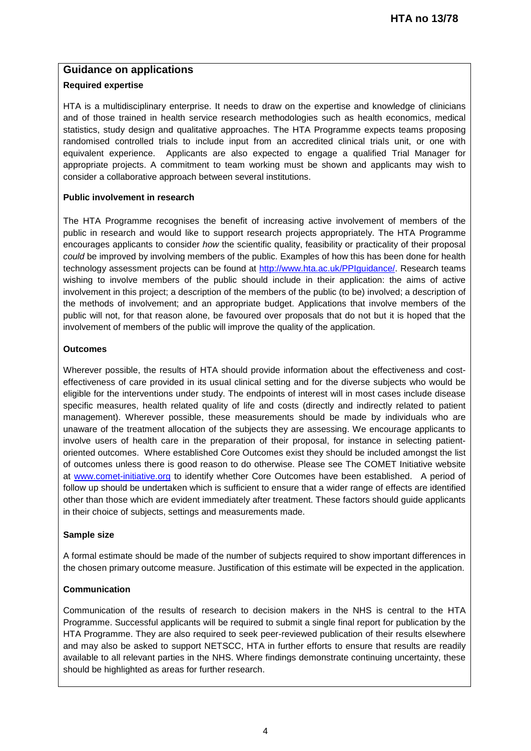## Guidance on applications

### Required expertise

HTA is a multidisciplinary enterprise. It needs to draw on the expertise and knowledge of clinicians and of those trained in health service research methodologies such as health economics, medical statistics, study design and qualitative approaches. The HTA Programme expects teams proposing randomised controlled trials to include input from an accredited clinical trials unit, or one with equivalent experience. Applicants are also expected to engage a qualified Trial Manager for appropriate projects. A commitment to team working must be shown and applicants may wish to consider a collaborative approach between several institutions.

### Public involvement in research

The HTA Programme recognises the benefit of increasing active involvement of members of the public in research and would like to support research projects appropriately. The HTA Programme encourages applicants to consider *how* the scientific quality, feasibility or practicality of their proposal *could* be improved by involving members of the public. Examples of how this has been done for health technology assessment projects can be found at http://www.hta.ac.uk/PPIguidance/. Research teams wishing to involve members of the public should include in their application: the aims of active involvement in this project; a description of the members of the public (to be) involved; a description of the methods of involvement; and an appropriate budget. Applications that involve members of the public will not, for that reason alone, be favoured over proposals that do not but it is hoped that the involvement of members of the public will improve the quality of the application.

### Outcomes

Wherever possible, the results of HTA should provide information about the effectiveness and cost-effectiveness of care provided in its usual clinical setting and for the diverse subjects who would be eligible for the interventions under study. The endpoints of interest will in most cases include disease specific measures, health related quality of life and costs (directly and indirectly related to patient management). Wherever possible, these measurements should be made by individuals who are unaware of the treatment allocation of the subjects they are assessing. We encourage applicants to involve users of health care in the preparation of their proposal, for instance in selecting patient-oriented outcomes. Where established Core Outcomes exist they should be included amongst the list of outcomes unless there is good reason to do otherwise. Please see The COMET Initiative website at www.comet-initiative.org to identify whether Core Outcomes have been established. A period of follow up should be undertaken which is sufficient to ensure that a wider range of effects are identified other than those which are evident immediately after treatment. These factors should guide applicants in their choice of subjects, settings and measurements made.

### Sample size

A formal estimate should be made of the number of subjects required to show important differences in the chosen primary outcome measure. Justification of this estimate will be expected in the application.

### Communication

Communication of the results of research to decision makers in the NHS is central to the HTA Programme. Successful applicants will be required to submit a single final report for publication by the HTA Programme. They are also required to seek peer-reviewed publication of their results elsewhere and may also be asked to support NETSCC, HTA in further efforts to ensure that results are readily available to all relevant parties in the NHS. Where findings demonstrate continuing uncertainty, these should be highlighted as areas for further research.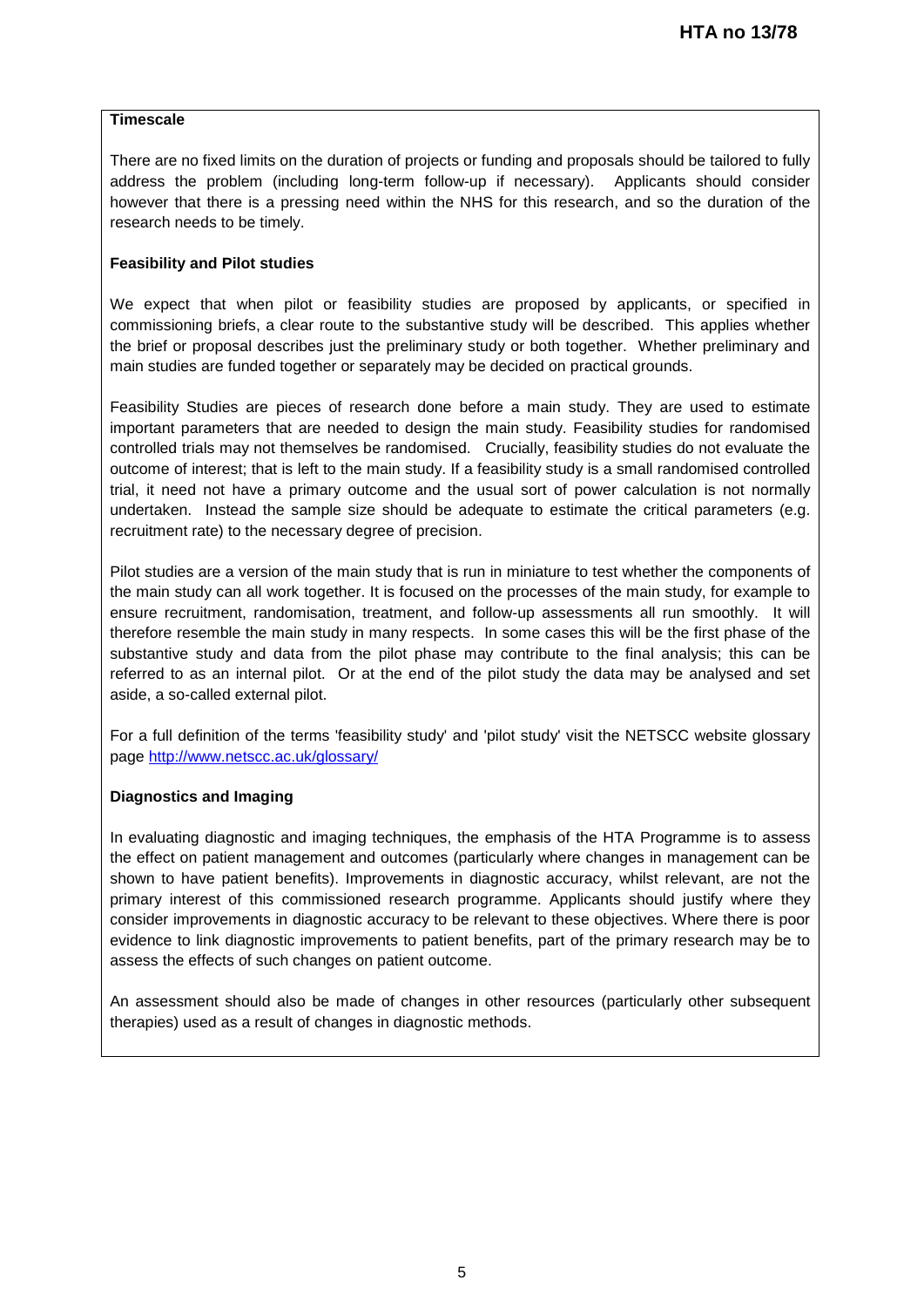**Timescale**

There are no fixed limits on the duration of projects or funding and proposals should be tailored to fully address the problem (including long-term follow-up if necessary). Applicants should consider however that there is a pressing need within the NHS for this research, and so the duration of the research needs to be timely.

**Feasibility and Pilot studies**

We expect that when pilot or feasibility studies are proposed by applicants, or specified in commissioning briefs, a clear route to the substantive study will be described. This applies whether the brief or proposal describes just the preliminary study or both together. Whether preliminary and main studies are funded together or separately may be decided on practical grounds.

Feasibility Studies are pieces of research done before a main study. They are used to estimate important parameters that are needed to design the main study. Feasibility studies for randomised controlled trials may not themselves be randomised. Crucially, feasibility studies do not evaluate the outcome of interest; that is left to the main study. If a feasibility study is a small randomised controlled trial, it need not have a primary outcome and the usual sort of power calculation is not normally undertaken. Instead the sample size should be adequate to estimate the critical parameters (e.g. recruitment rate) to the necessary degree of precision.

Pilot studies are a version of the main study that is run in miniature to test whether the components of the main study can all work together. It is focused on the processes of the main study, for example to ensure recruitment, randomisation, treatment, and follow-up assessments all run smoothly. It will therefore resemble the main study in many respects. In some cases this will be the first phase of the substantive study and data from the pilot phase may contribute to the final analysis; this can be referred to as an internal pilot. Or at the end of the pilot study the data may be analysed and set aside, a so-called external pilot.

For a full definition of the terms 'feasibility study' and 'pilot study' visit the NETSCC website glossary page http://www.netscc.ac.uk/glossary/

**Diagnostics and Imaging**

In evaluating diagnostic and imaging techniques, the emphasis of the HTA Programme is to assess the effect on patient management and outcomes (particularly where changes in management can be shown to have patient benefits). Improvements in diagnostic accuracy, whilst relevant, are not the primary interest of this commissioned research programme. Applicants should justify where they consider improvements in diagnostic accuracy to be relevant to these objectives. Where there is poor evidence to link diagnostic improvements to patient benefits, part of the primary research may be to assess the effects of such changes on patient outcome.

An assessment should also be made of changes in other resources (particularly other subsequent therapies) used as a result of changes in diagnostic methods.